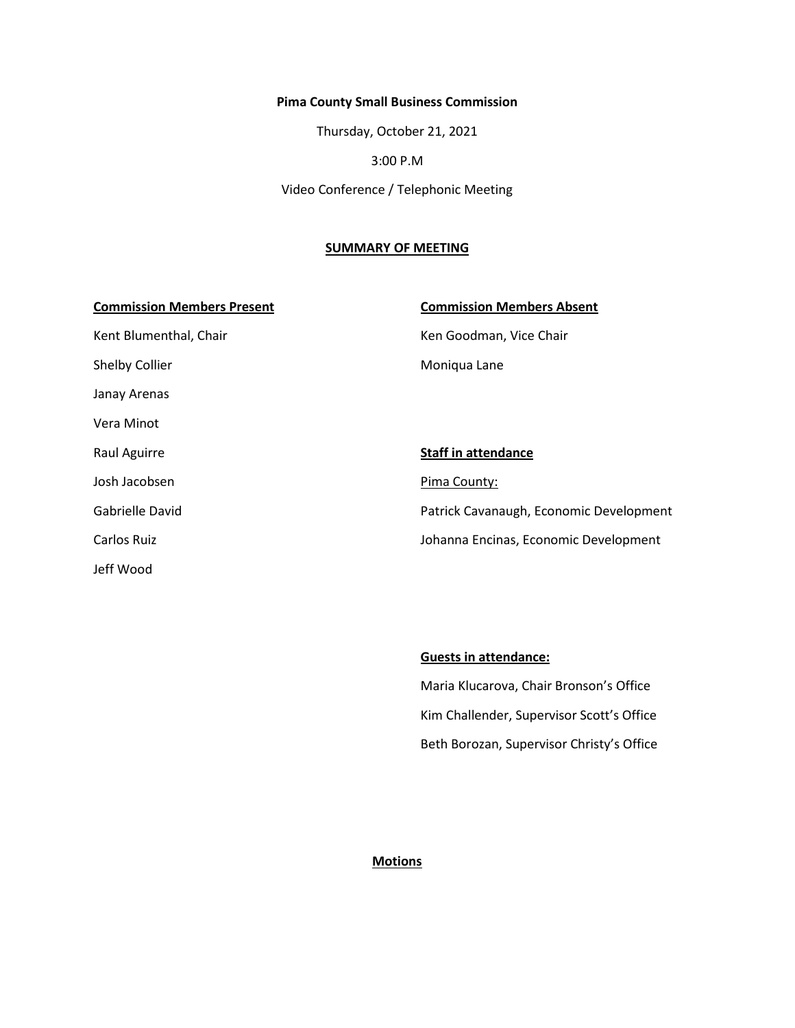**Pima County Small Business Commission**

Thursday, October 21, 2021

3:00 P.M

Video Conference / Telephonic Meeting

## SUMMARY OF MEETING

**Commission Members Present**

Kent Blumenthal, Chair

Shelby Collier

Janay Arenas

Vera Minot

Raul Aguirre

Josh Jacobsen

Gabrielle David

Carlos Ruiz

Jeff Wood

**Commission Members Absent**

Ken Goodman, Vice Chair

Moniqua Lane

**Staff in attendance**

Pima County:

Patrick Cavanaugh, Economic Development

Johanna Encinas, Economic Development

**Guests in attendance:**

Maria Klucarova, Chair Bronson's Office

Kim Challender, Supervisor Scott's Office

Beth Borozan, Supervisor Christy's Office

**Motions**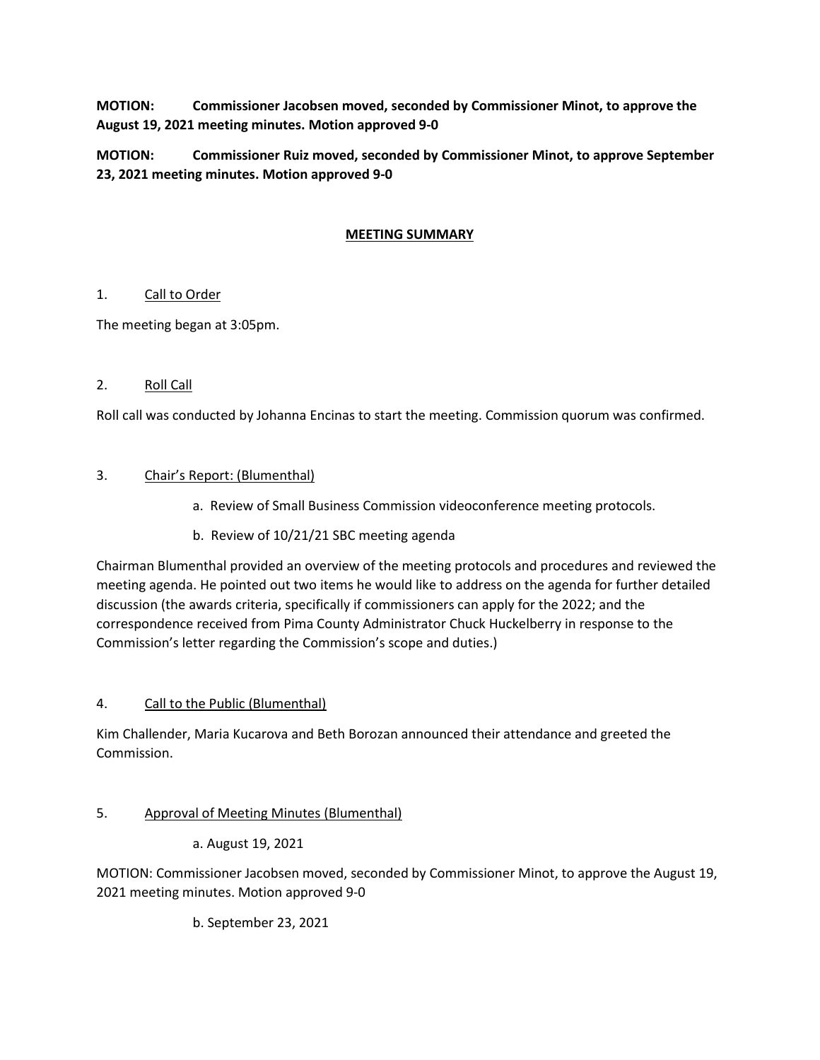**MOTION: Commissioner Jacobsen moved, seconded by Commissioner Minot, to approve the August 19, 2021 meeting minutes. Motion approved 9-0**

**MOTION: Commissioner Ruiz moved, seconded by Commissioner Minot, to approve September 23, 2021 meeting minutes. Motion approved 9-0**

## MEETING SUMMARY

1. Call to Order

The meeting began at 3:05pm.

2. Roll Call

Roll call was conducted by Johanna Encinas to start the meeting. Commission quorum was confirmed.

3. Chair's Report: (Blumenthal)

   a. Review of Small Business Commission videoconference meeting protocols.

   b. Review of 10/21/21 SBC meeting agenda

Chairman Blumenthal provided an overview of the meeting protocols and procedures and reviewed the meeting agenda. He pointed out two items he would like to address on the agenda for further detailed discussion (the awards criteria, specifically if commissioners can apply for the 2022; and the correspondence received from Pima County Administrator Chuck Huckelberry in response to the Commission's letter regarding the Commission's scope and duties.)

4. Call to the Public (Blumenthal)

Kim Challender, Maria Kucarova and Beth Borozan announced their attendance and greeted the Commission.

5. Approval of Meeting Minutes (Blumenthal)

   a. August 19, 2021

MOTION: Commissioner Jacobsen moved, seconded by Commissioner Minot, to approve the August 19, 2021 meeting minutes. Motion approved 9-0

   b. September 23, 2021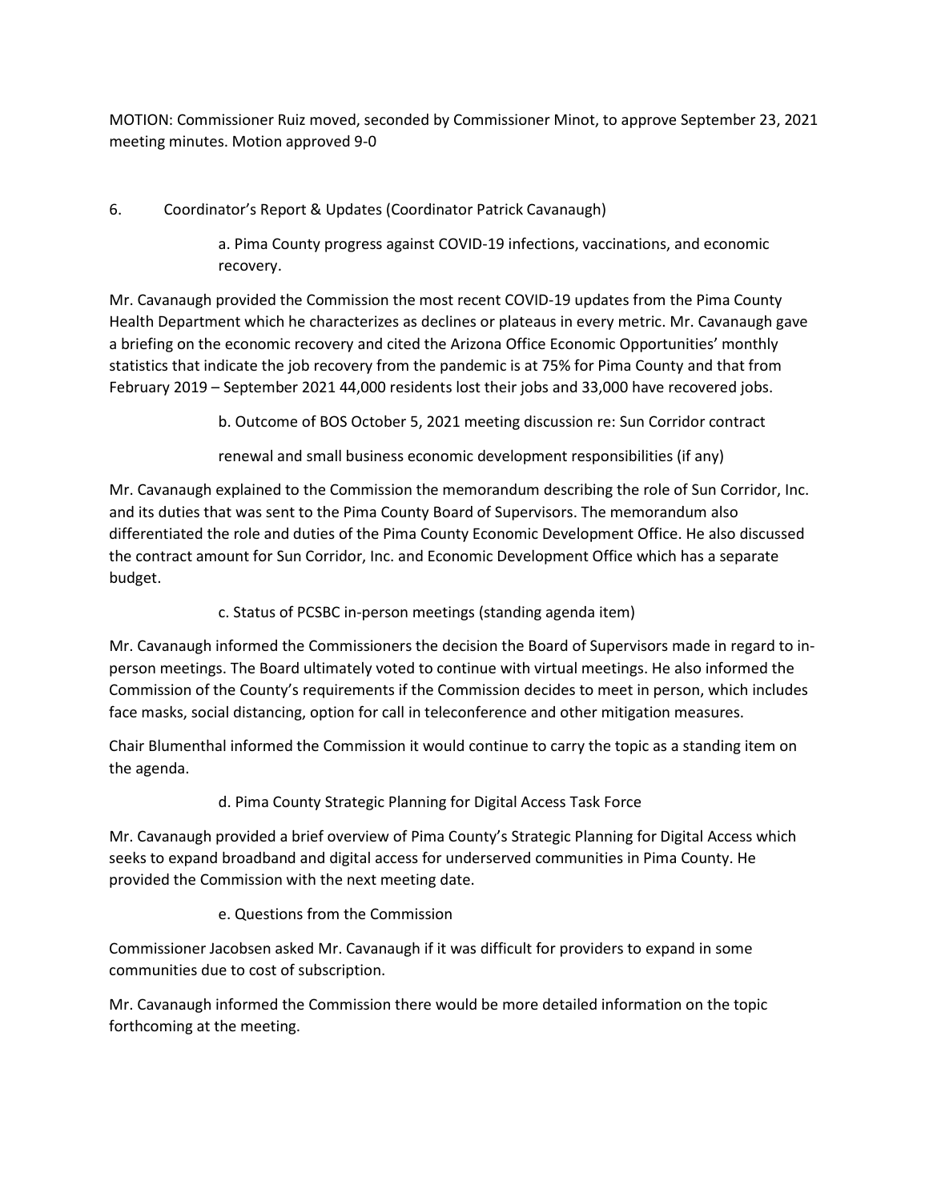MOTION: Commissioner Ruiz moved, seconded by Commissioner Minot, to approve September 23, 2021 meeting minutes. Motion approved 9-0

6. Coordinator's Report & Updates (Coordinator Patrick Cavanaugh)

a. Pima County progress against COVID-19 infections, vaccinations, and economic recovery.

Mr. Cavanaugh provided the Commission the most recent COVID-19 updates from the Pima County Health Department which he characterizes as declines or plateaus in every metric. Mr. Cavanaugh gave a briefing on the economic recovery and cited the Arizona Office Economic Opportunities' monthly statistics that indicate the job recovery from the pandemic is at 75% for Pima County and that from February 2019 – September 2021 44,000 residents lost their jobs and 33,000 have recovered jobs.

b. Outcome of BOS October 5, 2021 meeting discussion re: Sun Corridor contract renewal and small business economic development responsibilities (if any)

Mr. Cavanaugh explained to the Commission the memorandum describing the role of Sun Corridor, Inc. and its duties that was sent to the Pima County Board of Supervisors. The memorandum also differentiated the role and duties of the Pima County Economic Development Office. He also discussed the contract amount for Sun Corridor, Inc. and Economic Development Office which has a separate budget.

c. Status of PCSBC in-person meetings (standing agenda item)

Mr. Cavanaugh informed the Commissioners the decision the Board of Supervisors made in regard to in-person meetings. The Board ultimately voted to continue with virtual meetings. He also informed the Commission of the County's requirements if the Commission decides to meet in person, which includes face masks, social distancing, option for call in teleconference and other mitigation measures.

Chair Blumenthal informed the Commission it would continue to carry the topic as a standing item on the agenda.

d. Pima County Strategic Planning for Digital Access Task Force

Mr. Cavanaugh provided a brief overview of Pima County's Strategic Planning for Digital Access which seeks to expand broadband and digital access for underserved communities in Pima County. He provided the Commission with the next meeting date.

e. Questions from the Commission

Commissioner Jacobsen asked Mr. Cavanaugh if it was difficult for providers to expand in some communities due to cost of subscription.

Mr. Cavanaugh informed the Commission there would be more detailed information on the topic forthcoming at the meeting.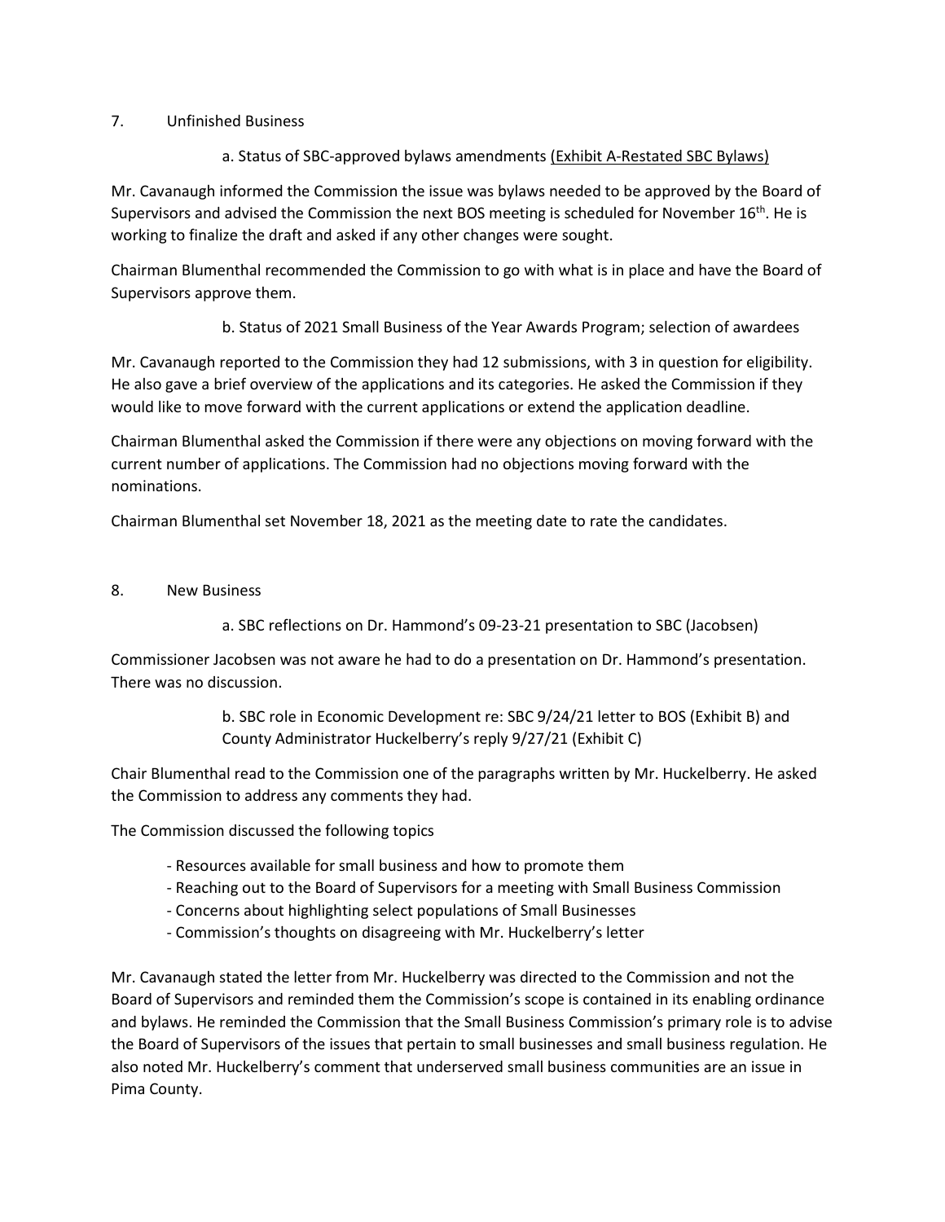7. Unfinished Business

a. Status of SBC-approved bylaws amendments (Exhibit A-Restated SBC Bylaws)

Mr. Cavanaugh informed the Commission the issue was bylaws needed to be approved by the Board of Supervisors and advised the Commission the next BOS meeting is scheduled for November 16th. He is working to finalize the draft and asked if any other changes were sought.

Chairman Blumenthal recommended the Commission to go with what is in place and have the Board of Supervisors approve them.

b. Status of 2021 Small Business of the Year Awards Program; selection of awardees

Mr. Cavanaugh reported to the Commission they had 12 submissions, with 3 in question for eligibility. He also gave a brief overview of the applications and its categories. He asked the Commission if they would like to move forward with the current applications or extend the application deadline.

Chairman Blumenthal asked the Commission if there were any objections on moving forward with the current number of applications. The Commission had no objections moving forward with the nominations.

Chairman Blumenthal set November 18, 2021 as the meeting date to rate the candidates.

8. New Business

a. SBC reflections on Dr. Hammond's 09-23-21 presentation to SBC (Jacobsen)

Commissioner Jacobsen was not aware he had to do a presentation on Dr. Hammond's presentation. There was no discussion.

b. SBC role in Economic Development re: SBC 9/24/21 letter to BOS (Exhibit B) and County Administrator Huckelberry's reply 9/27/21 (Exhibit C)

Chair Blumenthal read to the Commission one of the paragraphs written by Mr. Huckelberry. He asked the Commission to address any comments they had.

The Commission discussed the following topics

- Resources available for small business and how to promote them
- Reaching out to the Board of Supervisors for a meeting with Small Business Commission
- Concerns about highlighting select populations of Small Businesses
- Commission's thoughts on disagreeing with Mr. Huckelberry's letter

Mr. Cavanaugh stated the letter from Mr. Huckelberry was directed to the Commission and not the Board of Supervisors and reminded them the Commission's scope is contained in its enabling ordinance and bylaws. He reminded the Commission that the Small Business Commission's primary role is to advise the Board of Supervisors of the issues that pertain to small businesses and small business regulation. He also noted Mr. Huckelberry's comment that underserved small business communities are an issue in Pima County.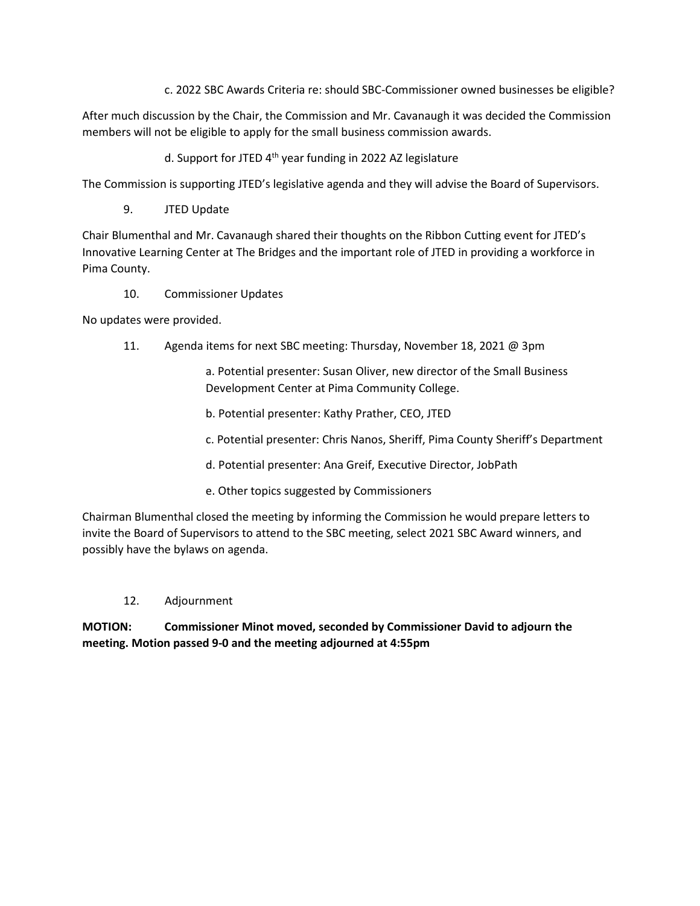c. 2022 SBC Awards Criteria re: should SBC-Commissioner owned businesses be eligible?

After much discussion by the Chair, the Commission and Mr. Cavanaugh it was decided the Commission members will not be eligible to apply for the small business commission awards.

d. Support for JTED 4th year funding in 2022 AZ legislature

The Commission is supporting JTED's legislative agenda and they will advise the Board of Supervisors.

9. JTED Update

Chair Blumenthal and Mr. Cavanaugh shared their thoughts on the Ribbon Cutting event for JTED's Innovative Learning Center at The Bridges and the important role of JTED in providing a workforce in Pima County.

10. Commissioner Updates

No updates were provided.

11. Agenda items for next SBC meeting: Thursday, November 18, 2021 @ 3pm

a. Potential presenter: Susan Oliver, new director of the Small Business Development Center at Pima Community College.

b. Potential presenter: Kathy Prather, CEO, JTED

c. Potential presenter: Chris Nanos, Sheriff, Pima County Sheriff's Department

d. Potential presenter: Ana Greif, Executive Director, JobPath

e. Other topics suggested by Commissioners

Chairman Blumenthal closed the meeting by informing the Commission he would prepare letters to invite the Board of Supervisors to attend to the SBC meeting, select 2021 SBC Award winners, and possibly have the bylaws on agenda.

12. Adjournment

**MOTION: Commissioner Minot moved, seconded by Commissioner David to adjourn the meeting. Motion passed 9-0 and the meeting adjourned at 4:55pm**